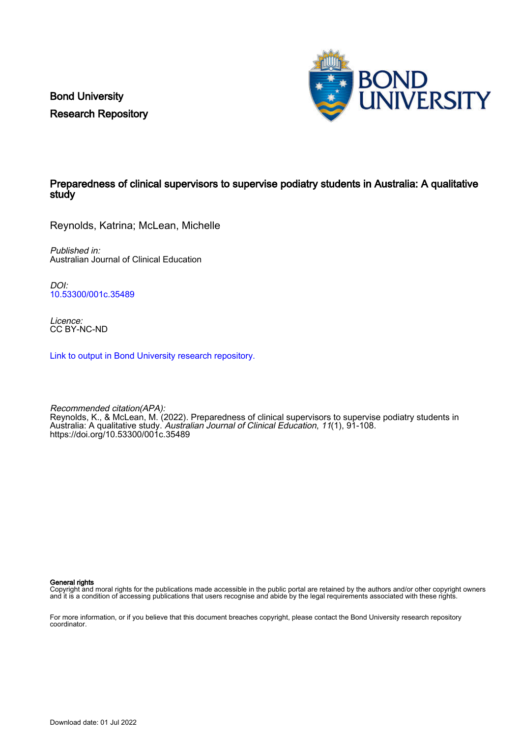Bond University
Research Repository

# Preparedness of clinical supervisors to supervise podiatry students in Australia: A qualitative study

Reynolds, Katrina; McLean, Michelle

*Published in:*
Australian Journal of Clinical Education

*DOI:*
10.53300/001c.35489

*Licence:*
CC BY-NC-ND

Link to output in Bond University research repository.

*Recommended citation(APA):*
Reynolds, K., & McLean, M. (2022). Preparedness of clinical supervisors to supervise podiatry students in Australia: A qualitative study. *Australian Journal of Clinical Education*, *11*(1), 91-108. https://doi.org/10.53300/001c.35489

**General rights**
Copyright and moral rights for the publications made accessible in the public portal are retained by the authors and/or other copyright owners and it is a condition of accessing publications that users recognise and abide by the legal requirements associated with these rights.

For more information, or if you believe that this document breaches copyright, please contact the Bond University research repository coordinator.

Download date: 01 Jul 2022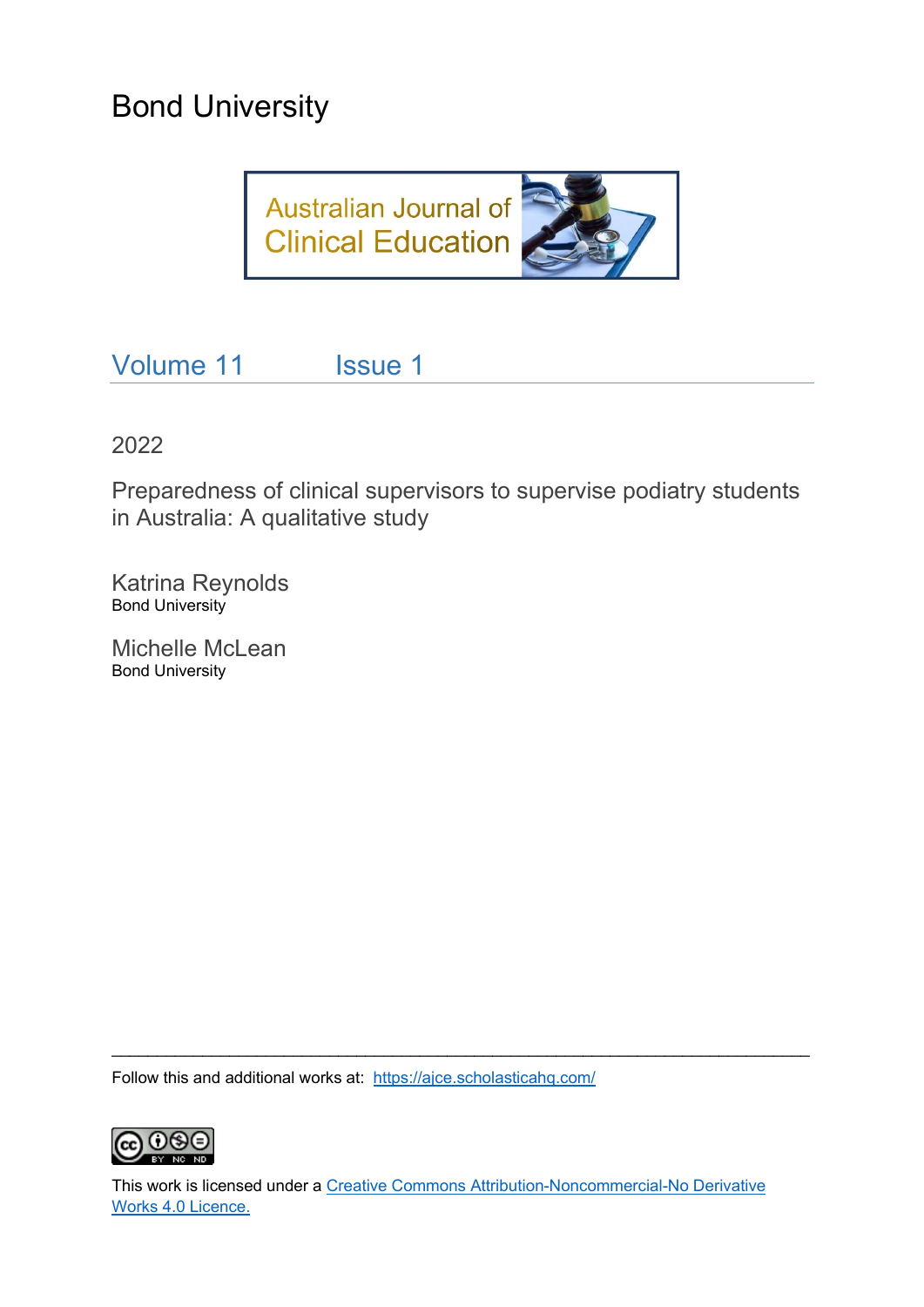Bond University

Australian Journal of Clinical Education

Volume 11 Issue 1

2022

Preparedness of clinical supervisors to supervise podiatry students in Australia: A qualitative study

Katrina Reynolds
Bond University

Michelle McLean
Bond University

---

Follow this and additional works at: [https://ajce.scholasticahq.com/](https://ajce.scholasticahq.com/)

This work is licensed under a [Creative Commons Attribution-Noncommercial-No Derivative Works 4.0 Licence.](https://creativecommons.org/licenses/by-nc-nd/4.0/)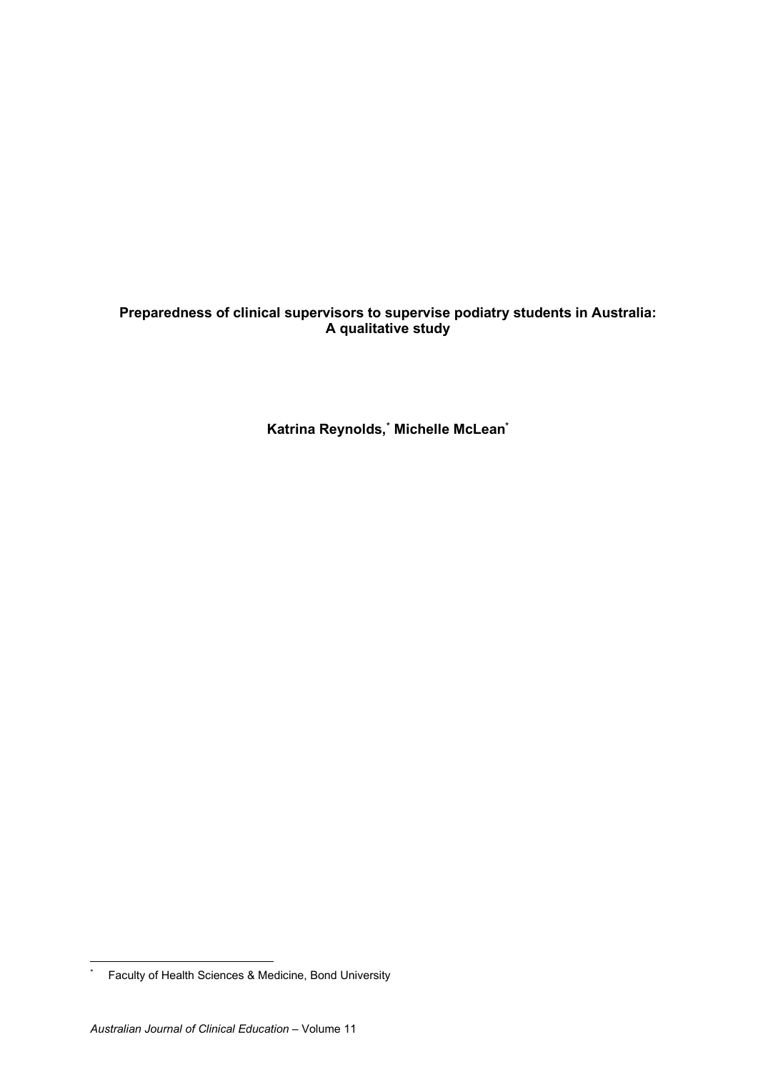# Preparedness of clinical supervisors to supervise podiatry students in Australia: A qualitative study

**Katrina Reynolds,*  Michelle McLean***

* Faculty of Health Sciences & Medicine, Bond University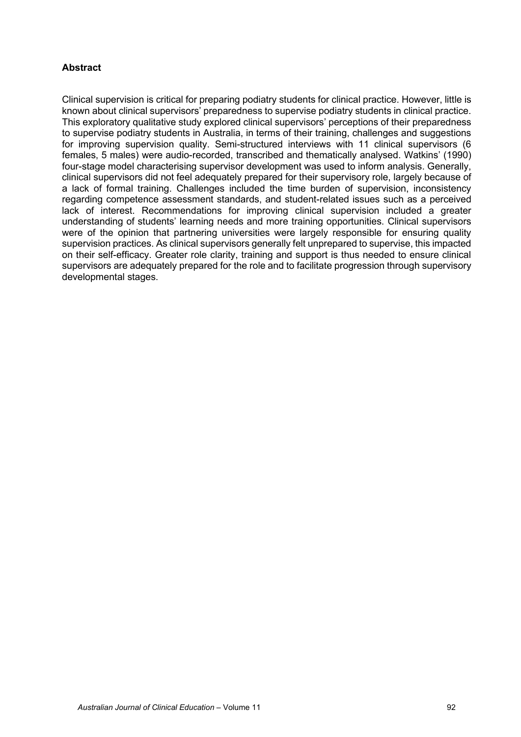## Abstract

Clinical supervision is critical for preparing podiatry students for clinical practice. However, little is known about clinical supervisors' preparedness to supervise podiatry students in clinical practice. This exploratory qualitative study explored clinical supervisors' perceptions of their preparedness to supervise podiatry students in Australia, in terms of their training, challenges and suggestions for improving supervision quality. Semi-structured interviews with 11 clinical supervisors (6 females, 5 males) were audio-recorded, transcribed and thematically analysed. Watkins' (1990) four-stage model characterising supervisor development was used to inform analysis. Generally, clinical supervisors did not feel adequately prepared for their supervisory role, largely because of a lack of formal training. Challenges included the time burden of supervision, inconsistency regarding competence assessment standards, and student-related issues such as a perceived lack of interest. Recommendations for improving clinical supervision included a greater understanding of students' learning needs and more training opportunities. Clinical supervisors were of the opinion that partnering universities were largely responsible for ensuring quality supervision practices. As clinical supervisors generally felt unprepared to supervise, this impacted on their self-efficacy. Greater role clarity, training and support is thus needed to ensure clinical supervisors are adequately prepared for the role and to facilitate progression through supervisory developmental stages.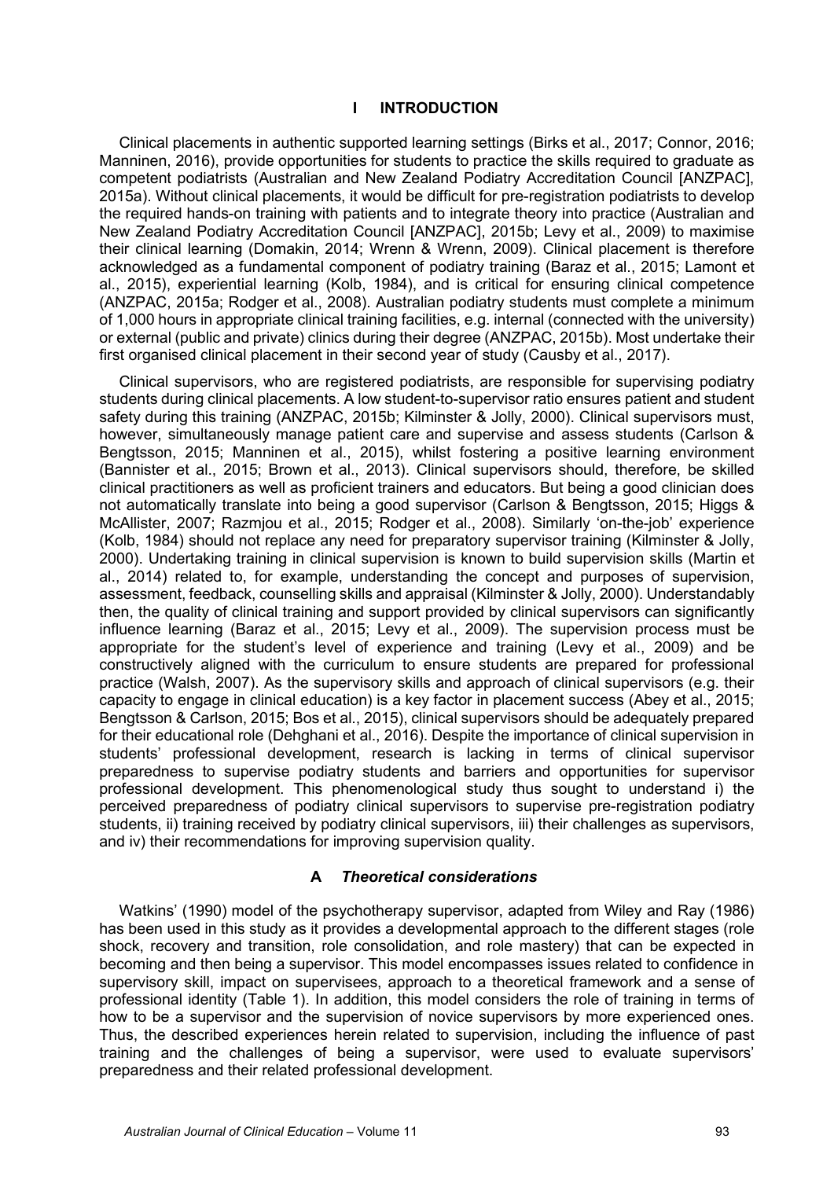## I INTRODUCTION

Clinical placements in authentic supported learning settings (Birks et al., 2017; Connor, 2016; Manninen, 2016), provide opportunities for students to practice the skills required to graduate as competent podiatrists (Australian and New Zealand Podiatry Accreditation Council [ANZPAC], 2015a). Without clinical placements, it would be difficult for pre-registration podiatrists to develop the required hands-on training with patients and to integrate theory into practice (Australian and New Zealand Podiatry Accreditation Council [ANZPAC], 2015b; Levy et al., 2009) to maximise their clinical learning (Domakin, 2014; Wrenn & Wrenn, 2009). Clinical placement is therefore acknowledged as a fundamental component of podiatry training (Baraz et al., 2015; Lamont et al., 2015), experiential learning (Kolb, 1984), and is critical for ensuring clinical competence (ANZPAC, 2015a; Rodger et al., 2008). Australian podiatry students must complete a minimum of 1,000 hours in appropriate clinical training facilities, e.g. internal (connected with the university) or external (public and private) clinics during their degree (ANZPAC, 2015b). Most undertake their first organised clinical placement in their second year of study (Causby et al., 2017).

Clinical supervisors, who are registered podiatrists, are responsible for supervising podiatry students during clinical placements. A low student-to-supervisor ratio ensures patient and student safety during this training (ANZPAC, 2015b; Kilminster & Jolly, 2000). Clinical supervisors must, however, simultaneously manage patient care and supervise and assess students (Carlson & Bengtsson, 2015; Manninen et al., 2015), whilst fostering a positive learning environment (Bannister et al., 2015; Brown et al., 2013). Clinical supervisors should, therefore, be skilled clinical practitioners as well as proficient trainers and educators. But being a good clinician does not automatically translate into being a good supervisor (Carlson & Bengtsson, 2015; Higgs & McAllister, 2007; Razmjou et al., 2015; Rodger et al., 2008). Similarly 'on-the-job' experience (Kolb, 1984) should not replace any need for preparatory supervisor training (Kilminster & Jolly, 2000). Undertaking training in clinical supervision is known to build supervision skills (Martin et al., 2014) related to, for example, understanding the concept and purposes of supervision, assessment, feedback, counselling skills and appraisal (Kilminster & Jolly, 2000). Understandably then, the quality of clinical training and support provided by clinical supervisors can significantly influence learning (Baraz et al., 2015; Levy et al., 2009). The supervision process must be appropriate for the student's level of experience and training (Levy et al., 2009) and be constructively aligned with the curriculum to ensure students are prepared for professional practice (Walsh, 2007). As the supervisory skills and approach of clinical supervisors (e.g. their capacity to engage in clinical education) is a key factor in placement success (Abey et al., 2015; Bengtsson & Carlson, 2015; Bos et al., 2015), clinical supervisors should be adequately prepared for their educational role (Dehghani et al., 2016). Despite the importance of clinical supervision in students' professional development, research is lacking in terms of clinical supervisor preparedness to supervise podiatry students and barriers and opportunities for supervisor professional development. This phenomenological study thus sought to understand i) the perceived preparedness of podiatry clinical supervisors to supervise pre-registration podiatry students, ii) training received by podiatry clinical supervisors, iii) their challenges as supervisors, and iv) their recommendations for improving supervision quality.

### A *Theoretical considerations*

Watkins' (1990) model of the psychotherapy supervisor, adapted from Wiley and Ray (1986) has been used in this study as it provides a developmental approach to the different stages (role shock, recovery and transition, role consolidation, and role mastery) that can be expected in becoming and then being a supervisor. This model encompasses issues related to confidence in supervisory skill, impact on supervisees, approach to a theoretical framework and a sense of professional identity (Table 1). In addition, this model considers the role of training in terms of how to be a supervisor and the supervision of novice supervisors by more experienced ones. Thus, the described experiences herein related to supervision, including the influence of past training and the challenges of being a supervisor, were used to evaluate supervisors' preparedness and their related professional development.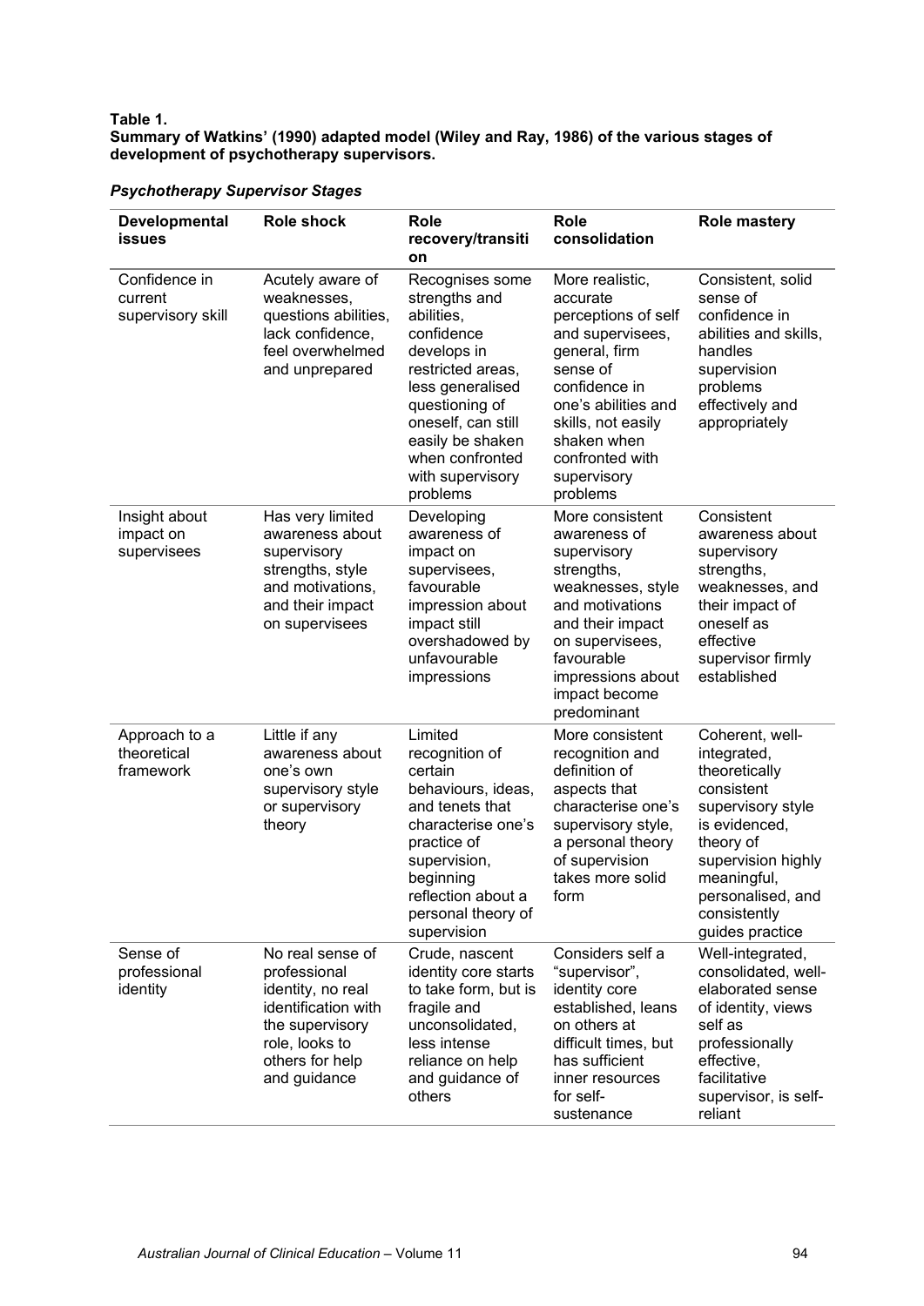**Table 1.**
**Summary of Watkins' (1990) adapted model (Wiley and Ray, 1986) of the various stages of development of psychotherapy supervisors.**

***Psychotherapy Supervisor Stages***

| Developmental issues | Role shock | Role recovery/transition | Role consolidation | Role mastery |
|---|---|---|---|---|
| Confidence in current supervisory skill | Acutely aware of weaknesses, questions abilities, lack confidence, feel overwhelmed and unprepared | Recognises some strengths and abilities, confidence develops in restricted areas, less generalised questioning of oneself, can still easily be shaken when confronted with supervisory problems | More realistic, accurate perceptions of self and supervisees, general, firm sense of confidence in one's abilities and skills, not easily shaken when confronted with supervisory problems | Consistent, solid sense of confidence in abilities and skills, handles supervision problems effectively and appropriately |
| Insight about impact on supervisees | Has very limited awareness about supervisory strengths, style and motivations, and their impact on supervisees | Developing awareness of impact on supervisees, favourable impression about impact still overshadowed by unfavourable impressions | More consistent awareness of supervisory strengths, weaknesses, style and motivations and their impact on supervisees, favourable impressions about impact become predominant | Consistent awareness about supervisory strengths, weaknesses, and their impact of oneself as effective supervisor firmly established |
| Approach to a theoretical framework | Little if any awareness about one's own supervisory style or supervisory theory | Limited recognition of certain behaviours, ideas, and tenets that characterise one's practice of supervision, beginning reflection about a personal theory of supervision | More consistent recognition and definition of aspects that characterise one's supervisory style, a personal theory of supervision takes more solid form | Coherent, well-integrated, theoretically consistent supervisory style is evidenced, theory of supervision highly meaningful, personalised, and consistently guides practice |
| Sense of professional identity | No real sense of professional identity, no real identification with the supervisory role, looks to others for help and guidance | Crude, nascent identity core starts to take form, but is fragile and unconsolidated, less intense reliance on help and guidance of others | Considers self a "supervisor", identity core established, leans on others at difficult times, but has sufficient inner resources for self-sustenance | Well-integrated, consolidated, well-elaborated sense of identity, views self as professionally effective, facilitative supervisor, is self-reliant |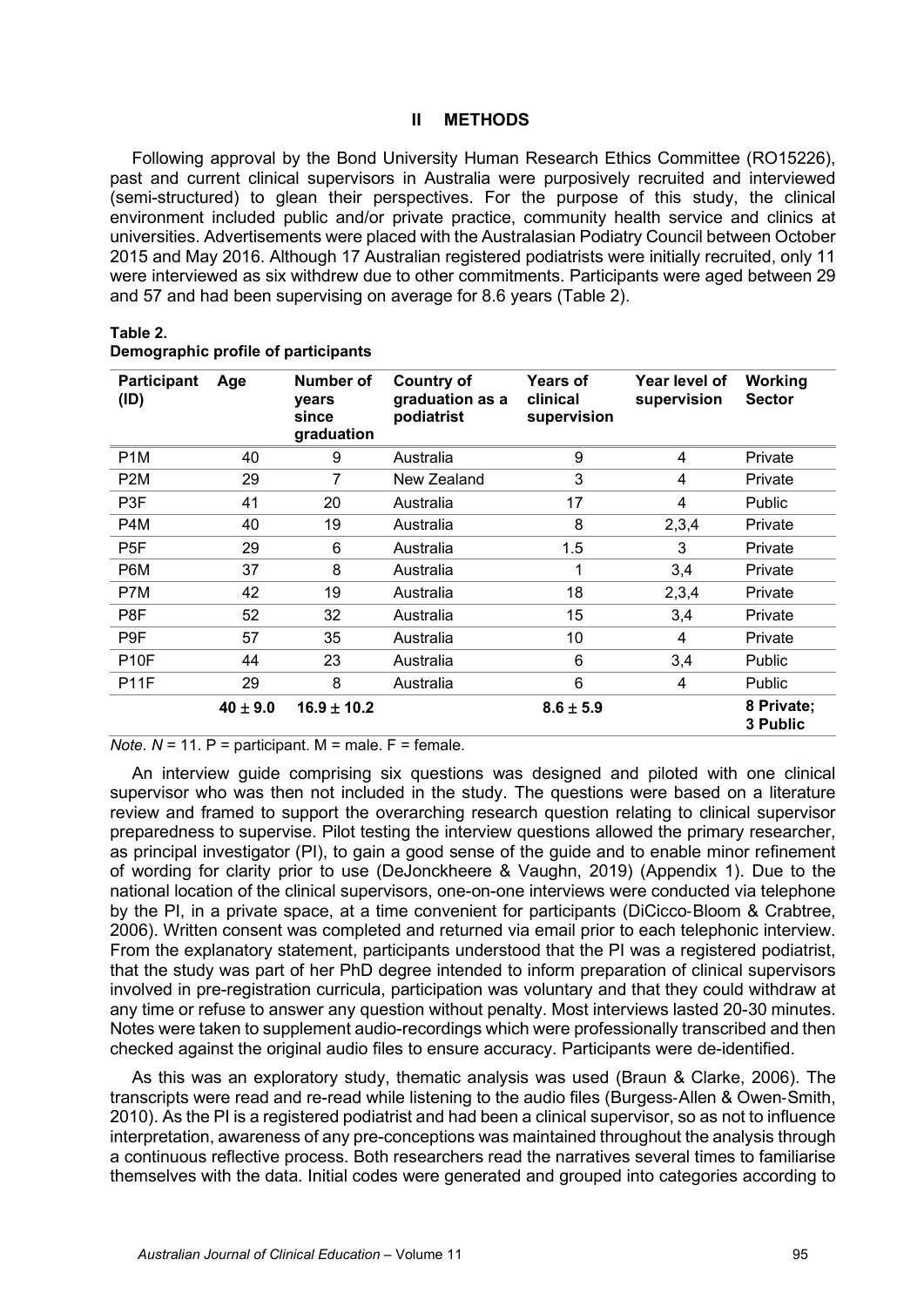## II METHODS

Following approval by the Bond University Human Research Ethics Committee (RO15226), past and current clinical supervisors in Australia were purposively recruited and interviewed (semi-structured) to glean their perspectives. For the purpose of this study, the clinical environment included public and/or private practice, community health service and clinics at universities. Advertisements were placed with the Australasian Podiatry Council between October 2015 and May 2016. Although 17 Australian registered podiatrists were initially recruited, only 11 were interviewed as six withdrew due to other commitments. Participants were aged between 29 and 57 and had been supervising on average for 8.6 years (Table 2).

**Table 2.**
**Demographic profile of participants**

| Participant (ID) | Age | Number of years since graduation | Country of graduation as a podiatrist | Years of clinical supervision | Year level of supervision | Working Sector |
|---|---|---|---|---|---|---|
| P1M | 40 | 9 | Australia | 9 | 4 | Private |
| P2M | 29 | 7 | New Zealand | 3 | 4 | Private |
| P3F | 41 | 20 | Australia | 17 | 4 | Public |
| P4M | 40 | 19 | Australia | 8 | 2,3,4 | Private |
| P5F | 29 | 6 | Australia | 1.5 | 3 | Private |
| P6M | 37 | 8 | Australia | 1 | 3,4 | Private |
| P7M | 42 | 19 | Australia | 18 | 2,3,4 | Private |
| P8F | 52 | 32 | Australia | 15 | 3,4 | Private |
| P9F | 57 | 35 | Australia | 10 | 4 | Private |
| P10F | 44 | 23 | Australia | 6 | 3,4 | Public |
| P11F | 29 | 8 | Australia | 6 | 4 | Public |
| | **40 ± 9.0** | **16.9 ± 10.2** | | **8.6 ± 5.9** | | **8 Private; 3 Public** |

*Note. N* = 11. P = participant. M = male. F = female.

An interview guide comprising six questions was designed and piloted with one clinical supervisor who was then not included in the study. The questions were based on a literature review and framed to support the overarching research question relating to clinical supervisor preparedness to supervise. Pilot testing the interview questions allowed the primary researcher, as principal investigator (PI), to gain a good sense of the guide and to enable minor refinement of wording for clarity prior to use (DeJonckheere & Vaughn, 2019) (Appendix 1). Due to the national location of the clinical supervisors, one-on-one interviews were conducted via telephone by the PI, in a private space, at a time convenient for participants (DiCicco‐Bloom & Crabtree, 2006). Written consent was completed and returned via email prior to each telephonic interview. From the explanatory statement, participants understood that the PI was a registered podiatrist, that the study was part of her PhD degree intended to inform preparation of clinical supervisors involved in pre-registration curricula, participation was voluntary and that they could withdraw at any time or refuse to answer any question without penalty. Most interviews lasted 20-30 minutes. Notes were taken to supplement audio-recordings which were professionally transcribed and then checked against the original audio files to ensure accuracy. Participants were de-identified.

As this was an exploratory study, thematic analysis was used (Braun & Clarke, 2006). The transcripts were read and re-read while listening to the audio files (Burgess‐Allen & Owen‐Smith, 2010). As the PI is a registered podiatrist and had been a clinical supervisor, so as not to influence interpretation, awareness of any pre-conceptions was maintained throughout the analysis through a continuous reflective process. Both researchers read the narratives several times to familiarise themselves with the data. Initial codes were generated and grouped into categories according to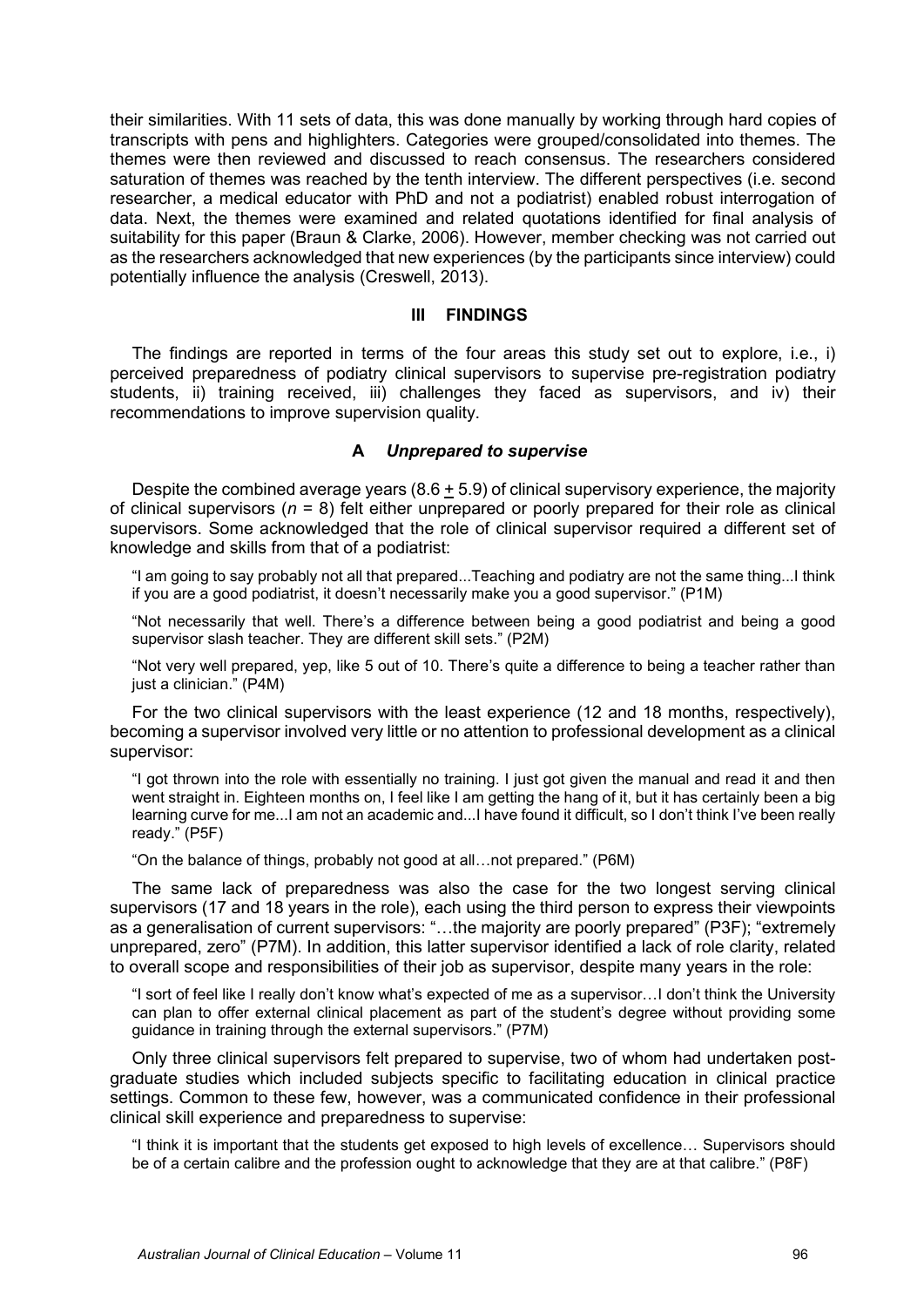their similarities. With 11 sets of data, this was done manually by working through hard copies of transcripts with pens and highlighters. Categories were grouped/consolidated into themes. The themes were then reviewed and discussed to reach consensus. The researchers considered saturation of themes was reached by the tenth interview. The different perspectives (i.e. second researcher, a medical educator with PhD and not a podiatrist) enabled robust interrogation of data. Next, the themes were examined and related quotations identified for final analysis of suitability for this paper (Braun & Clarke, 2006). However, member checking was not carried out as the researchers acknowledged that new experiences (by the participants since interview) could potentially influence the analysis (Creswell, 2013).

## III FINDINGS

The findings are reported in terms of the four areas this study set out to explore, i.e., i) perceived preparedness of podiatry clinical supervisors to supervise pre-registration podiatry students, ii) training received, iii) challenges they faced as supervisors, and iv) their recommendations to improve supervision quality.

### A *Unprepared to supervise*

Despite the combined average years ($8.6 \pm 5.9$) of clinical supervisory experience, the majority of clinical supervisors ($n = 8$) felt either unprepared or poorly prepared for their role as clinical supervisors. Some acknowledged that the role of clinical supervisor required a different set of knowledge and skills from that of a podiatrist:

> "I am going to say probably not all that prepared...Teaching and podiatry are not the same thing...I think if you are a good podiatrist, it doesn't necessarily make you a good supervisor." (P1M)

> "Not necessarily that well. There's a difference between being a good podiatrist and being a good supervisor slash teacher. They are different skill sets." (P2M)

> "Not very well prepared, yep, like 5 out of 10. There's quite a difference to being a teacher rather than just a clinician." (P4M)

For the two clinical supervisors with the least experience (12 and 18 months, respectively), becoming a supervisor involved very little or no attention to professional development as a clinical supervisor:

> "I got thrown into the role with essentially no training. I just got given the manual and read it and then went straight in. Eighteen months on, I feel like I am getting the hang of it, but it has certainly been a big learning curve for me...I am not an academic and...I have found it difficult, so I don't think I've been really ready." (P5F)

> "On the balance of things, probably not good at all…not prepared." (P6M)

The same lack of preparedness was also the case for the two longest serving clinical supervisors (17 and 18 years in the role), each using the third person to express their viewpoints as a generalisation of current supervisors: "…the majority are poorly prepared" (P3F); "extremely unprepared, zero" (P7M). In addition, this latter supervisor identified a lack of role clarity, related to overall scope and responsibilities of their job as supervisor, despite many years in the role:

> "I sort of feel like I really don't know what's expected of me as a supervisor…I don't think the University can plan to offer external clinical placement as part of the student's degree without providing some guidance in training through the external supervisors." (P7M)

Only three clinical supervisors felt prepared to supervise, two of whom had undertaken post-graduate studies which included subjects specific to facilitating education in clinical practice settings. Common to these few, however, was a communicated confidence in their professional clinical skill experience and preparedness to supervise:

> "I think it is important that the students get exposed to high levels of excellence… Supervisors should be of a certain calibre and the profession ought to acknowledge that they are at that calibre." (P8F)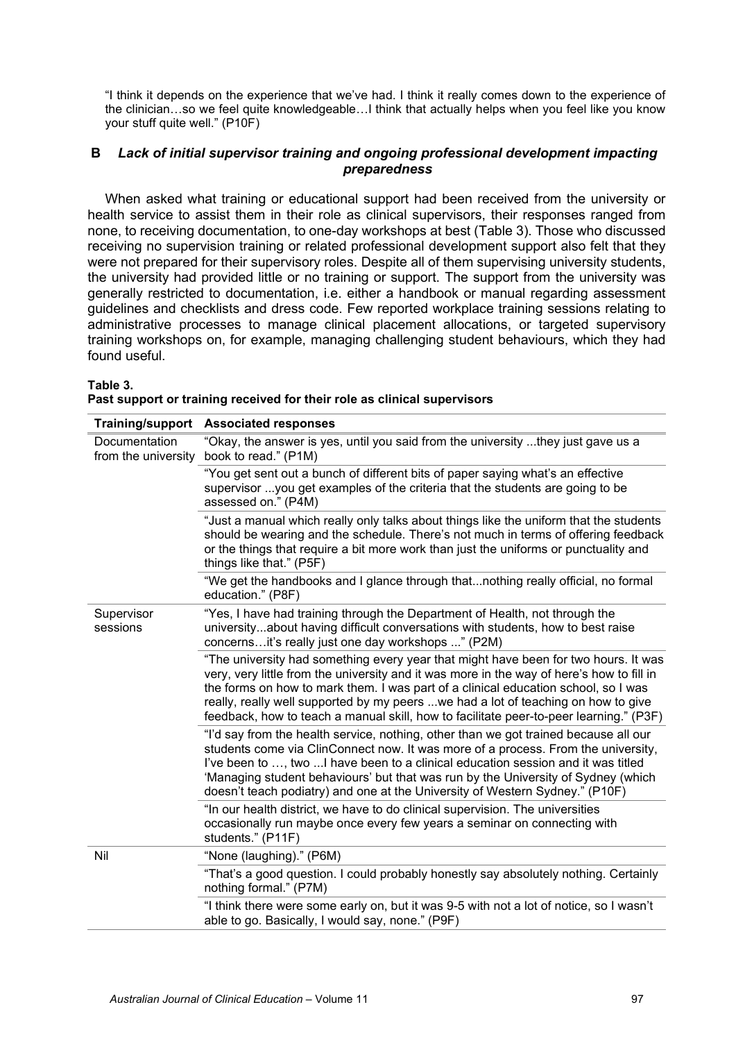"I think it depends on the experience that we've had. I think it really comes down to the experience of the clinician…so we feel quite knowledgeable…I think that actually helps when you feel like you know your stuff quite well." (P10F)

### B *Lack of initial supervisor training and ongoing professional development impacting preparedness*

When asked what training or educational support had been received from the university or health service to assist them in their role as clinical supervisors, their responses ranged from none, to receiving documentation, to one-day workshops at best (Table 3). Those who discussed receiving no supervision training or related professional development support also felt that they were not prepared for their supervisory roles. Despite all of them supervising university students, the university had provided little or no training or support. The support from the university was generally restricted to documentation, i.e. either a handbook or manual regarding assessment guidelines and checklists and dress code. Few reported workplace training sessions relating to administrative processes to manage clinical placement allocations, or targeted supervisory training workshops on, for example, managing challenging student behaviours, which they had found useful.

**Table 3.**
**Past support or training received for their role as clinical supervisors**

| Training/support | Associated responses |
|---|---|
| Documentation from the university | "Okay, the answer is yes, until you said from the university ...they just gave us a book to read." (P1M) |
| | "You get sent out a bunch of different bits of paper saying what's an effective supervisor ...you get examples of the criteria that the students are going to be assessed on." (P4M) |
| | "Just a manual which really only talks about things like the uniform that the students should be wearing and the schedule. There's not much in terms of offering feedback or the things that require a bit more work than just the uniforms or punctuality and things like that." (P5F) |
| | "We get the handbooks and I glance through that...nothing really official, no formal education." (P8F) |
| Supervisor sessions | "Yes, I have had training through the Department of Health, not through the university...about having difficult conversations with students, how to best raise concerns…it's really just one day workshops ..." (P2M) |
| | "The university had something every year that might have been for two hours. It was very, very little from the university and it was more in the way of here's how to fill in the forms on how to mark them. I was part of a clinical education school, so I was really, really well supported by my peers ...we had a lot of teaching on how to give feedback, how to teach a manual skill, how to facilitate peer-to-peer learning." (P3F) |
| | "I'd say from the health service, nothing, other than we got trained because all our students come via ClinConnect now. It was more of a process. From the university, I've been to …, two ...I have been to a clinical education session and it was titled 'Managing student behaviours' but that was run by the University of Sydney (which doesn't teach podiatry) and one at the University of Western Sydney." (P10F) |
| | "In our health district, we have to do clinical supervision. The universities occasionally run maybe once every few years a seminar on connecting with students." (P11F) |
| Nil | "None (laughing)." (P6M) |
| | "That's a good question. I could probably honestly say absolutely nothing. Certainly nothing formal." (P7M) |
| | "I think there were some early on, but it was 9-5 with not a lot of notice, so I wasn't able to go. Basically, I would say, none." (P9F) |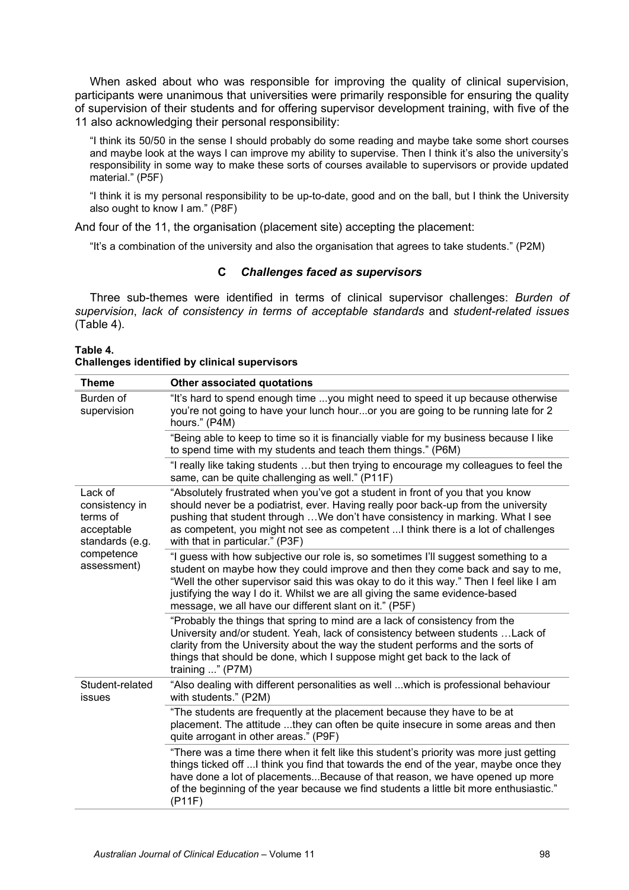When asked about who was responsible for improving the quality of clinical supervision, participants were unanimous that universities were primarily responsible for ensuring the quality of supervision of their students and for offering supervisor development training, with five of the 11 also acknowledging their personal responsibility:

> "I think its 50/50 in the sense I should probably do some reading and maybe take some short courses and maybe look at the ways I can improve my ability to supervise. Then I think it's also the university's responsibility in some way to make these sorts of courses available to supervisors or provide updated material." (P5F)

> "I think it is my personal responsibility to be up-to-date, good and on the ball, but I think the University also ought to know I am." (P8F)

And four of the 11, the organisation (placement site) accepting the placement:

> "It's a combination of the university and also the organisation that agrees to take students." (P2M)

### C *Challenges faced as supervisors*

Three sub-themes were identified in terms of clinical supervisor challenges: *Burden of supervision*, *lack of consistency in terms of acceptable standards* and *student-related issues* (Table 4).

**Table 4.**
**Challenges identified by clinical supervisors**

| Theme | Other associated quotations |
|---|---|
| Burden of supervision | "It's hard to spend enough time ...you might need to speed it up because otherwise you're not going to have your lunch hour...or you are going to be running late for 2 hours." (P4M) |
| | "Being able to keep to time so it is financially viable for my business because I like to spend time with my students and teach them things." (P6M) |
| | "I really like taking students …but then trying to encourage my colleagues to feel the same, can be quite challenging as well." (P11F) |
| Lack of consistency in terms of acceptable standards (e.g. competence assessment) | "Absolutely frustrated when you've got a student in front of you that you know should never be a podiatrist, ever. Having really poor back-up from the university pushing that student through …We don't have consistency in marking. What I see as competent, you might not see as competent ...I think there is a lot of challenges with that in particular." (P3F) |
| | "I guess with how subjective our role is, so sometimes I'll suggest something to a student on maybe how they could improve and then they come back and say to me, "Well the other supervisor said this was okay to do it this way." Then I feel like I am justifying the way I do it. Whilst we are all giving the same evidence-based message, we all have our different slant on it." (P5F) |
| | "Probably the things that spring to mind are a lack of consistency from the University and/or student. Yeah, lack of consistency between students …Lack of clarity from the University about the way the student performs and the sorts of things that should be done, which I suppose might get back to the lack of training ..." (P7M) |
| Student-related issues | "Also dealing with different personalities as well ...which is professional behaviour with students." (P2M) |
| | "The students are frequently at the placement because they have to be at placement. The attitude ...they can often be quite insecure in some areas and then quite arrogant in other areas." (P9F) |
| | "There was a time there when it felt like this student's priority was more just getting things ticked off ...I think you find that towards the end of the year, maybe once they have done a lot of placements...Because of that reason, we have opened up more of the beginning of the year because we find students a little bit more enthusiastic." (P11F) |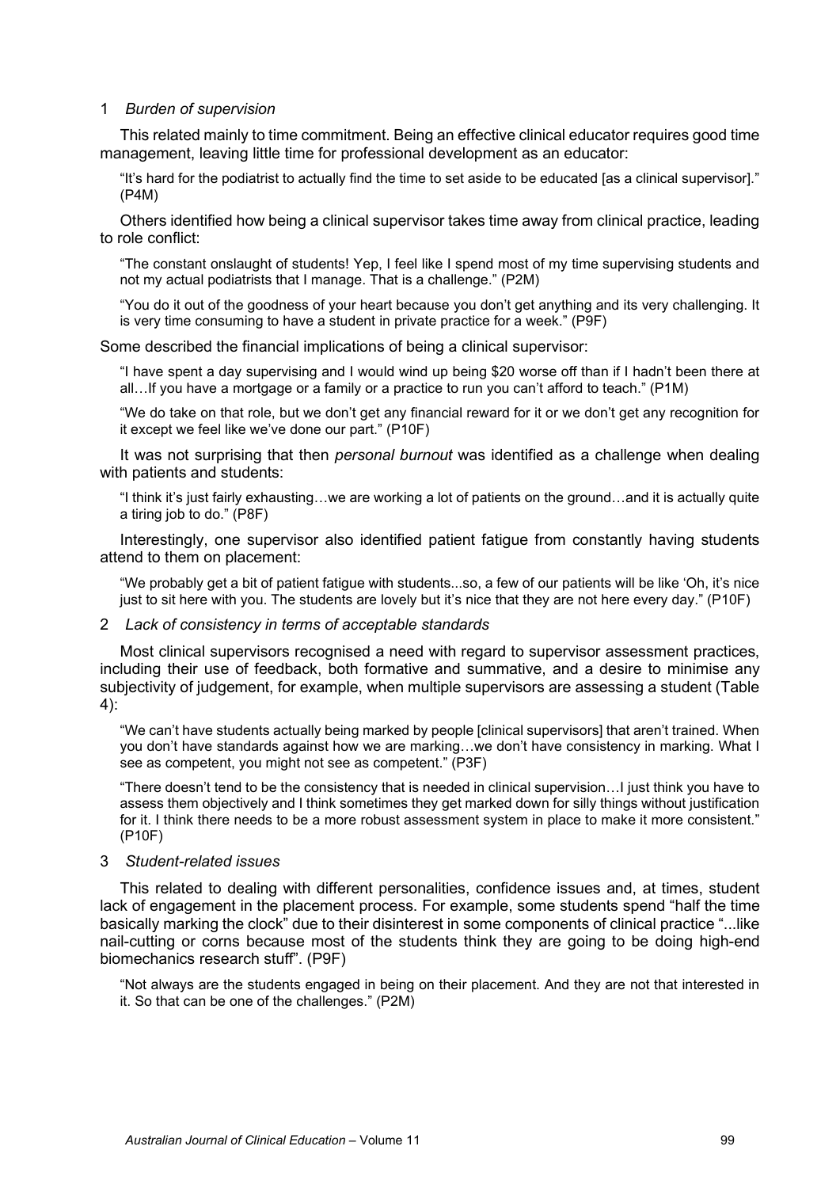1 *Burden of supervision*

This related mainly to time commitment. Being an effective clinical educator requires good time management, leaving little time for professional development as an educator:

> "It's hard for the podiatrist to actually find the time to set aside to be educated [as a clinical supervisor]." (P4M)

Others identified how being a clinical supervisor takes time away from clinical practice, leading to role conflict:

> "The constant onslaught of students! Yep, I feel like I spend most of my time supervising students and not my actual podiatrists that I manage. That is a challenge." (P2M)

> "You do it out of the goodness of your heart because you don't get anything and its very challenging. It is very time consuming to have a student in private practice for a week." (P9F)

Some described the financial implications of being a clinical supervisor:

> "I have spent a day supervising and I would wind up being $20 worse off than if I hadn't been there at all…If you have a mortgage or a family or a practice to run you can't afford to teach." (P1M)

> "We do take on that role, but we don't get any financial reward for it or we don't get any recognition for it except we feel like we've done our part." (P10F)

It was not surprising that then *personal burnout* was identified as a challenge when dealing with patients and students:

> "I think it's just fairly exhausting…we are working a lot of patients on the ground…and it is actually quite a tiring job to do." (P8F)

Interestingly, one supervisor also identified patient fatigue from constantly having students attend to them on placement:

> "We probably get a bit of patient fatigue with students...so, a few of our patients will be like 'Oh, it's nice just to sit here with you. The students are lovely but it's nice that they are not here every day." (P10F)

2 *Lack of consistency in terms of acceptable standards*

Most clinical supervisors recognised a need with regard to supervisor assessment practices, including their use of feedback, both formative and summative, and a desire to minimise any subjectivity of judgement, for example, when multiple supervisors are assessing a student (Table 4):

> "We can't have students actually being marked by people [clinical supervisors] that aren't trained. When you don't have standards against how we are marking…we don't have consistency in marking. What I see as competent, you might not see as competent." (P3F)

> "There doesn't tend to be the consistency that is needed in clinical supervision…I just think you have to assess them objectively and I think sometimes they get marked down for silly things without justification for it. I think there needs to be a more robust assessment system in place to make it more consistent." (P10F)

3 *Student-related issues*

This related to dealing with different personalities, confidence issues and, at times, student lack of engagement in the placement process. For example, some students spend "half the time basically marking the clock" due to their disinterest in some components of clinical practice "...like nail-cutting or corns because most of the students think they are going to be doing high-end biomechanics research stuff". (P9F)

> "Not always are the students engaged in being on their placement. And they are not that interested in it. So that can be one of the challenges." (P2M)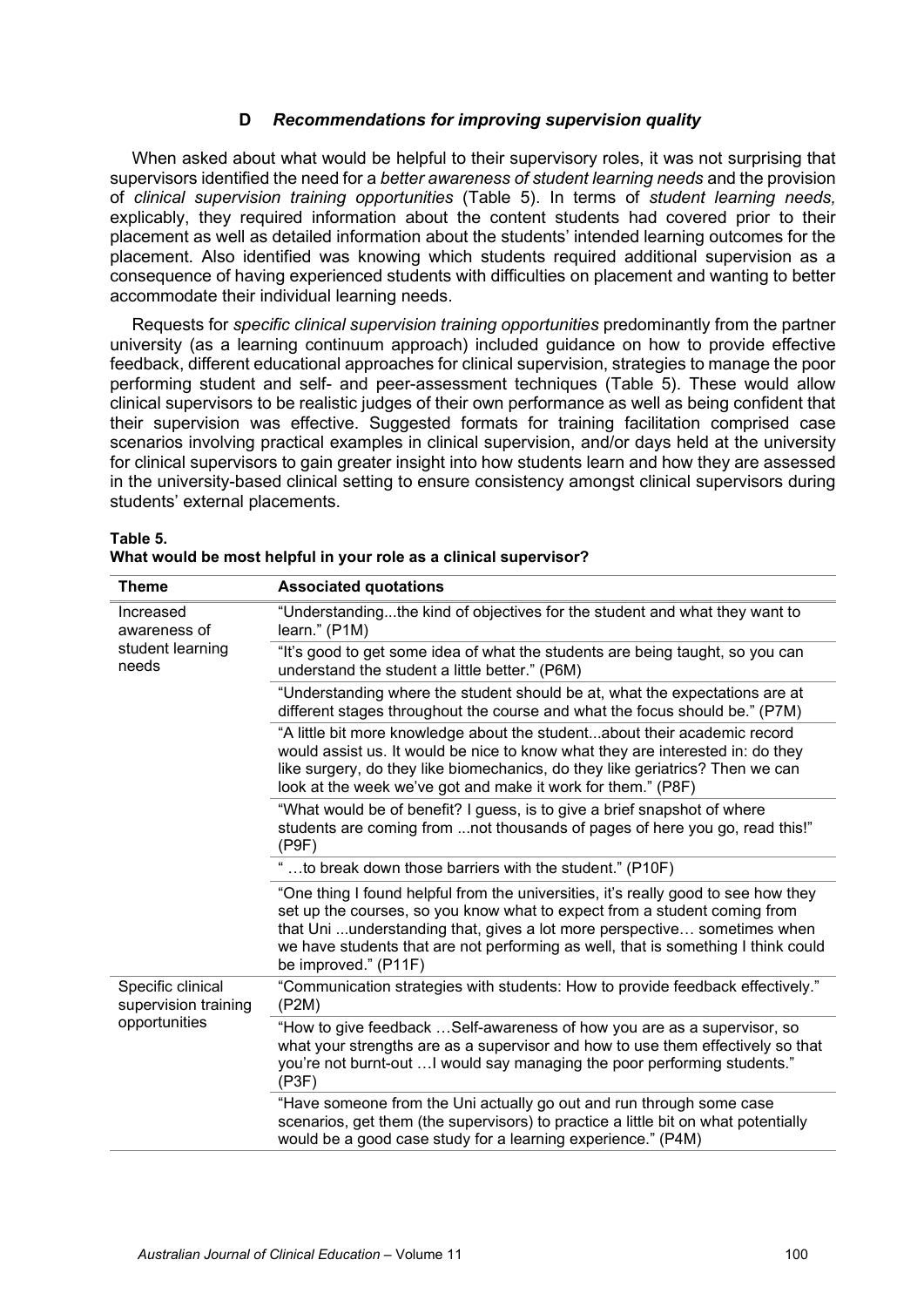### D *Recommendations for improving supervision quality*

When asked about what would be helpful to their supervisory roles, it was not surprising that supervisors identified the need for a *better awareness of student learning needs* and the provision of *clinical supervision training opportunities* (Table 5). In terms of *student learning needs,* explicably, they required information about the content students had covered prior to their placement as well as detailed information about the students' intended learning outcomes for the placement. Also identified was knowing which students required additional supervision as a consequence of having experienced students with difficulties on placement and wanting to better accommodate their individual learning needs.

Requests for *specific clinical supervision training opportunities* predominantly from the partner university (as a learning continuum approach) included guidance on how to provide effective feedback, different educational approaches for clinical supervision, strategies to manage the poor performing student and self- and peer-assessment techniques (Table 5). These would allow clinical supervisors to be realistic judges of their own performance as well as being confident that their supervision was effective. Suggested formats for training facilitation comprised case scenarios involving practical examples in clinical supervision, and/or days held at the university for clinical supervisors to gain greater insight into how students learn and how they are assessed in the university-based clinical setting to ensure consistency amongst clinical supervisors during students' external placements.

**Table 5.**
**What would be most helpful in your role as a clinical supervisor?**

| Theme | Associated quotations |
|---|---|
| Increased awareness of student learning needs | "Understanding...the kind of objectives for the student and what they want to learn." (P1M) |
| | "It's good to get some idea of what the students are being taught, so you can understand the student a little better." (P6M) |
| | "Understanding where the student should be at, what the expectations are at different stages throughout the course and what the focus should be." (P7M) |
| | "A little bit more knowledge about the student...about their academic record would assist us. It would be nice to know what they are interested in: do they like surgery, do they like biomechanics, do they like geriatrics? Then we can look at the week we've got and make it work for them." (P8F) |
| | "What would be of benefit? I guess, is to give a brief snapshot of where students are coming from ...not thousands of pages of here you go, read this!" (P9F) |
| | " …to break down those barriers with the student." (P10F) |
| | "One thing I found helpful from the universities, it's really good to see how they set up the courses, so you know what to expect from a student coming from that Uni ...understanding that, gives a lot more perspective… sometimes when we have students that are not performing as well, that is something I think could be improved." (P11F) |
| Specific clinical supervision training opportunities | "Communication strategies with students: How to provide feedback effectively." (P2M) |
| | "How to give feedback …Self-awareness of how you are as a supervisor, so what your strengths are as a supervisor and how to use them effectively so that you're not burnt-out …I would say managing the poor performing students." (P3F) |
| | "Have someone from the Uni actually go out and run through some case scenarios, get them (the supervisors) to practice a little bit on what potentially would be a good case study for a learning experience." (P4M) |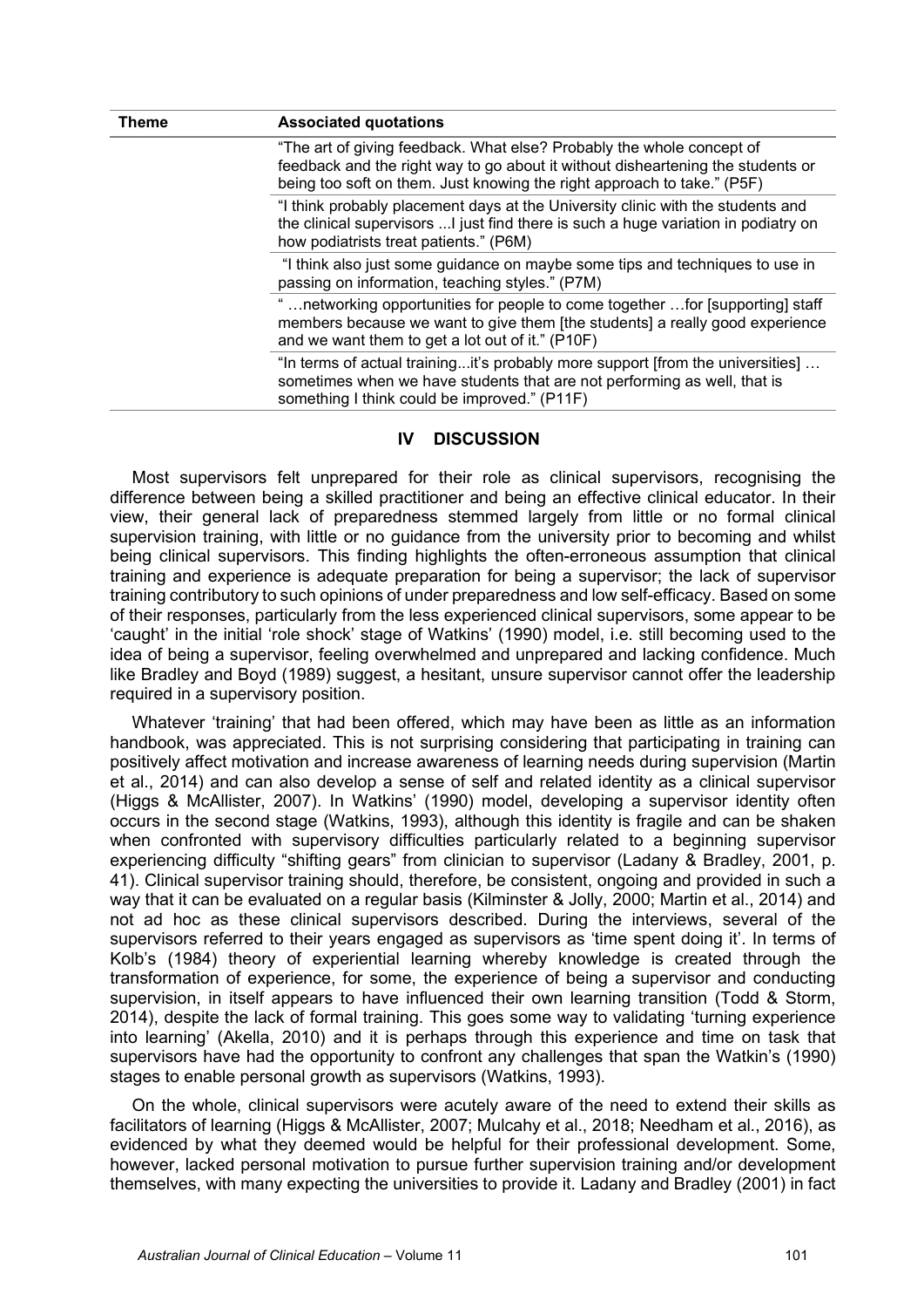| Theme | Associated quotations |
|---|---|
| | "The art of giving feedback. What else? Probably the whole concept of feedback and the right way to go about it without disheartening the students or being too soft on them. Just knowing the right approach to take." (P5F) |
| | "I think probably placement days at the University clinic with the students and the clinical supervisors ...I just find there is such a huge variation in podiatry on how podiatrists treat patients." (P6M) |
| | "I think also just some guidance on maybe some tips and techniques to use in passing on information, teaching styles." (P7M) |
| | " …networking opportunities for people to come together …for [supporting] staff members because we want to give them [the students] a really good experience and we want them to get a lot out of it." (P10F) |
| | "In terms of actual training...it's probably more support [from the universities] … sometimes when we have students that are not performing as well, that is something I think could be improved." (P11F) |

## IV DISCUSSION

Most supervisors felt unprepared for their role as clinical supervisors, recognising the difference between being a skilled practitioner and being an effective clinical educator. In their view, their general lack of preparedness stemmed largely from little or no formal clinical supervision training, with little or no guidance from the university prior to becoming and whilst being clinical supervisors. This finding highlights the often-erroneous assumption that clinical training and experience is adequate preparation for being a supervisor; the lack of supervisor training contributory to such opinions of under preparedness and low self-efficacy. Based on some of their responses, particularly from the less experienced clinical supervisors, some appear to be 'caught' in the initial 'role shock' stage of Watkins' (1990) model, i.e. still becoming used to the idea of being a supervisor, feeling overwhelmed and unprepared and lacking confidence. Much like Bradley and Boyd (1989) suggest, a hesitant, unsure supervisor cannot offer the leadership required in a supervisory position.

Whatever 'training' that had been offered, which may have been as little as an information handbook, was appreciated. This is not surprising considering that participating in training can positively affect motivation and increase awareness of learning needs during supervision (Martin et al., 2014) and can also develop a sense of self and related identity as a clinical supervisor (Higgs & McAllister, 2007). In Watkins' (1990) model, developing a supervisor identity often occurs in the second stage (Watkins, 1993), although this identity is fragile and can be shaken when confronted with supervisory difficulties particularly related to a beginning supervisor experiencing difficulty "shifting gears" from clinician to supervisor (Ladany & Bradley, 2001, p. 41). Clinical supervisor training should, therefore, be consistent, ongoing and provided in such a way that it can be evaluated on a regular basis (Kilminster & Jolly, 2000; Martin et al., 2014) and not ad hoc as these clinical supervisors described. During the interviews, several of the supervisors referred to their years engaged as supervisors as 'time spent doing it'. In terms of Kolb's (1984) theory of experiential learning whereby knowledge is created through the transformation of experience, for some, the experience of being a supervisor and conducting supervision, in itself appears to have influenced their own learning transition (Todd & Storm, 2014), despite the lack of formal training. This goes some way to validating 'turning experience into learning' (Akella, 2010) and it is perhaps through this experience and time on task that supervisors have had the opportunity to confront any challenges that span the Watkin's (1990) stages to enable personal growth as supervisors (Watkins, 1993).

On the whole, clinical supervisors were acutely aware of the need to extend their skills as facilitators of learning (Higgs & McAllister, 2007; Mulcahy et al., 2018; Needham et al., 2016), as evidenced by what they deemed would be helpful for their professional development. Some, however, lacked personal motivation to pursue further supervision training and/or development themselves, with many expecting the universities to provide it. Ladany and Bradley (2001) in fact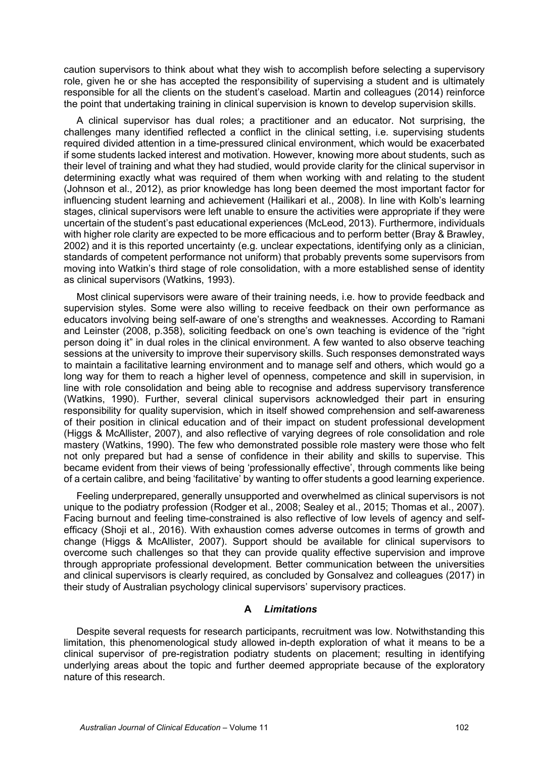caution supervisors to think about what they wish to accomplish before selecting a supervisory role, given he or she has accepted the responsibility of supervising a student and is ultimately responsible for all the clients on the student's caseload. Martin and colleagues (2014) reinforce the point that undertaking training in clinical supervision is known to develop supervision skills.

A clinical supervisor has dual roles; a practitioner and an educator. Not surprising, the challenges many identified reflected a conflict in the clinical setting, i.e. supervising students required divided attention in a time-pressured clinical environment, which would be exacerbated if some students lacked interest and motivation. However, knowing more about students, such as their level of training and what they had studied, would provide clarity for the clinical supervisor in determining exactly what was required of them when working with and relating to the student (Johnson et al., 2012), as prior knowledge has long been deemed the most important factor for influencing student learning and achievement (Hailikari et al., 2008). In line with Kolb's learning stages, clinical supervisors were left unable to ensure the activities were appropriate if they were uncertain of the student's past educational experiences (McLeod, 2013). Furthermore, individuals with higher role clarity are expected to be more efficacious and to perform better (Bray & Brawley, 2002) and it is this reported uncertainty (e.g. unclear expectations, identifying only as a clinician, standards of competent performance not uniform) that probably prevents some supervisors from moving into Watkin's third stage of role consolidation, with a more established sense of identity as clinical supervisors (Watkins, 1993).

Most clinical supervisors were aware of their training needs, i.e. how to provide feedback and supervision styles. Some were also willing to receive feedback on their own performance as educators involving being self-aware of one's strengths and weaknesses. According to Ramani and Leinster (2008, p.358), soliciting feedback on one's own teaching is evidence of the "right person doing it" in dual roles in the clinical environment. A few wanted to also observe teaching sessions at the university to improve their supervisory skills. Such responses demonstrated ways to maintain a facilitative learning environment and to manage self and others, which would go a long way for them to reach a higher level of openness, competence and skill in supervision, in line with role consolidation and being able to recognise and address supervisory transference (Watkins, 1990). Further, several clinical supervisors acknowledged their part in ensuring responsibility for quality supervision, which in itself showed comprehension and self-awareness of their position in clinical education and of their impact on student professional development (Higgs & McAllister, 2007), and also reflective of varying degrees of role consolidation and role mastery (Watkins, 1990). The few who demonstrated possible role mastery were those who felt not only prepared but had a sense of confidence in their ability and skills to supervise. This became evident from their views of being 'professionally effective', through comments like being of a certain calibre, and being 'facilitative' by wanting to offer students a good learning experience.

Feeling underprepared, generally unsupported and overwhelmed as clinical supervisors is not unique to the podiatry profession (Rodger et al., 2008; Sealey et al., 2015; Thomas et al., 2007). Facing burnout and feeling time-constrained is also reflective of low levels of agency and self-efficacy (Shoji et al., 2016). With exhaustion comes adverse outcomes in terms of growth and change (Higgs & McAllister, 2007). Support should be available for clinical supervisors to overcome such challenges so that they can provide quality effective supervision and improve through appropriate professional development. Better communication between the universities and clinical supervisors is clearly required, as concluded by Gonsalvez and colleagues (2017) in their study of Australian psychology clinical supervisors' supervisory practices.

### A *Limitations*

Despite several requests for research participants, recruitment was low. Notwithstanding this limitation, this phenomenological study allowed in-depth exploration of what it means to be a clinical supervisor of pre-registration podiatry students on placement; resulting in identifying underlying areas about the topic and further deemed appropriate because of the exploratory nature of this research.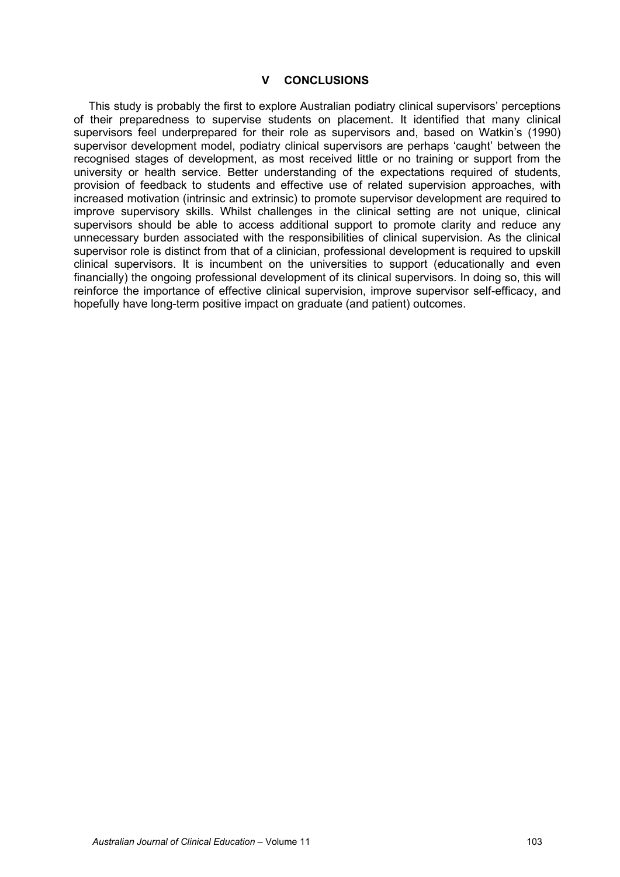## V CONCLUSIONS

This study is probably the first to explore Australian podiatry clinical supervisors' perceptions of their preparedness to supervise students on placement. It identified that many clinical supervisors feel underprepared for their role as supervisors and, based on Watkin's (1990) supervisor development model, podiatry clinical supervisors are perhaps 'caught' between the recognised stages of development, as most received little or no training or support from the university or health service. Better understanding of the expectations required of students, provision of feedback to students and effective use of related supervision approaches, with increased motivation (intrinsic and extrinsic) to promote supervisor development are required to improve supervisory skills. Whilst challenges in the clinical setting are not unique, clinical supervisors should be able to access additional support to promote clarity and reduce any unnecessary burden associated with the responsibilities of clinical supervision. As the clinical supervisor role is distinct from that of a clinician, professional development is required to upskill clinical supervisors. It is incumbent on the universities to support (educationally and even financially) the ongoing professional development of its clinical supervisors. In doing so, this will reinforce the importance of effective clinical supervision, improve supervisor self-efficacy, and hopefully have long-term positive impact on graduate (and patient) outcomes.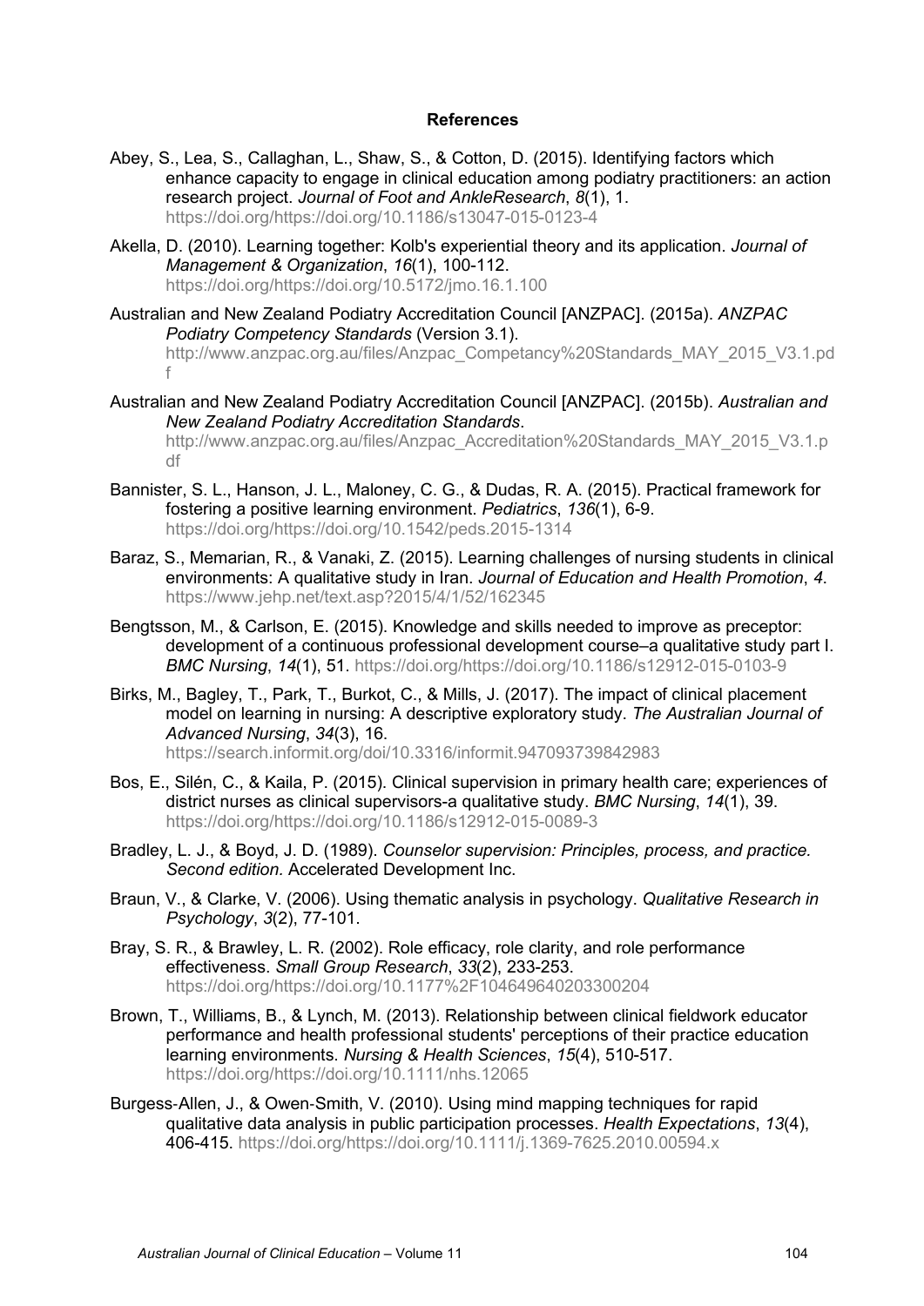**References**

Abey, S., Lea, S., Callaghan, L., Shaw, S., & Cotton, D. (2015). Identifying factors which enhance capacity to engage in clinical education among podiatry practitioners: an action research project. *Journal of Foot and AnkleResearch*, *8*(1), 1. https://doi.org/https://doi.org/10.1186/s13047-015-0123-4

Akella, D. (2010). Learning together: Kolb's experiential theory and its application. *Journal of Management & Organization*, *16*(1), 100-112. https://doi.org/https://doi.org/10.5172/jmo.16.1.100

Australian and New Zealand Podiatry Accreditation Council [ANZPAC]. (2015a). *ANZPAC Podiatry Competency Standards* (Version 3.1). http://www.anzpac.org.au/files/Anzpac_Competancy%20Standards_MAY_2015_V3.1.pdf

Australian and New Zealand Podiatry Accreditation Council [ANZPAC]. (2015b). *Australian and New Zealand Podiatry Accreditation Standards*. http://www.anzpac.org.au/files/Anzpac_Accreditation%20Standards_MAY_2015_V3.1.pdf

Bannister, S. L., Hanson, J. L., Maloney, C. G., & Dudas, R. A. (2015). Practical framework for fostering a positive learning environment. *Pediatrics*, *136*(1), 6-9. https://doi.org/https://doi.org/10.1542/peds.2015-1314

Baraz, S., Memarian, R., & Vanaki, Z. (2015). Learning challenges of nursing students in clinical environments: A qualitative study in Iran. *Journal of Education and Health Promotion*, *4*. https://www.jehp.net/text.asp?2015/4/1/52/162345

Bengtsson, M., & Carlson, E. (2015). Knowledge and skills needed to improve as preceptor: development of a continuous professional development course–a qualitative study part I. *BMC Nursing*, *14*(1), 51. https://doi.org/https://doi.org/10.1186/s12912-015-0103-9

Birks, M., Bagley, T., Park, T., Burkot, C., & Mills, J. (2017). The impact of clinical placement model on learning in nursing: A descriptive exploratory study. *The Australian Journal of Advanced Nursing*, *34*(3), 16. https://search.informit.org/doi/10.3316/informit.947093739842983

Bos, E., Silén, C., & Kaila, P. (2015). Clinical supervision in primary health care; experiences of district nurses as clinical supervisors-a qualitative study. *BMC Nursing*, *14*(1), 39. https://doi.org/https://doi.org/10.1186/s12912-015-0089-3

Bradley, L. J., & Boyd, J. D. (1989). *Counselor supervision: Principles, process, and practice. Second edition.* Accelerated Development Inc.

Braun, V., & Clarke, V. (2006). Using thematic analysis in psychology. *Qualitative Research in Psychology*, *3*(2), 77-101.

Bray, S. R., & Brawley, L. R. (2002). Role efficacy, role clarity, and role performance effectiveness. *Small Group Research*, *33*(2), 233-253. https://doi.org/https://doi.org/10.1177%2F104649640203300204

Brown, T., Williams, B., & Lynch, M. (2013). Relationship between clinical fieldwork educator performance and health professional students' perceptions of their practice education learning environments. *Nursing & Health Sciences*, *15*(4), 510-517. https://doi.org/https://doi.org/10.1111/nhs.12065

Burgess-Allen, J., & Owen-Smith, V. (2010). Using mind mapping techniques for rapid qualitative data analysis in public participation processes. *Health Expectations*, *13*(4), 406-415. https://doi.org/https://doi.org/10.1111/j.1369-7625.2010.00594.x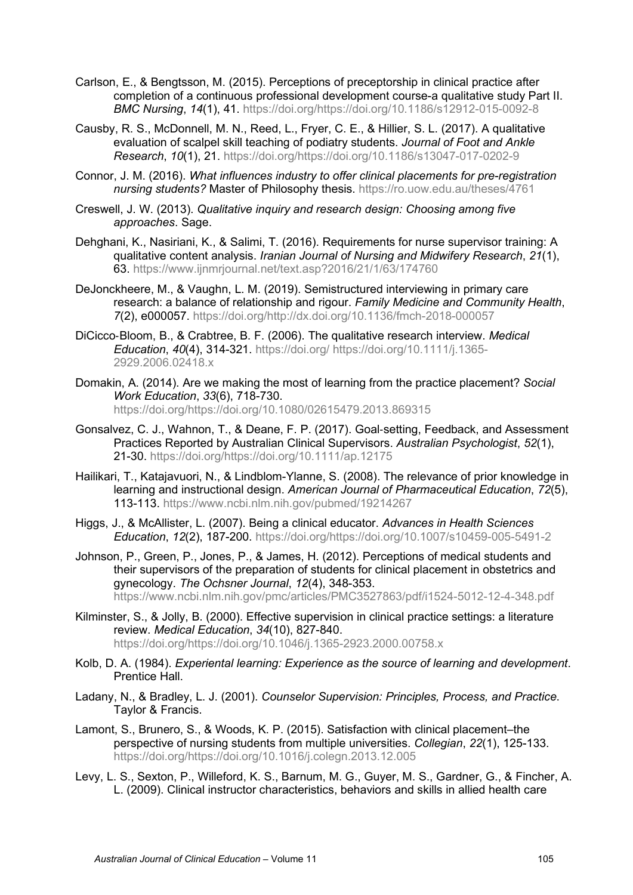Carlson, E., & Bengtsson, M. (2015). Perceptions of preceptorship in clinical practice after completion of a continuous professional development course-a qualitative study Part II. *BMC Nursing*, *14*(1), 41. https://doi.org/https://doi.org/10.1186/s12912-015-0092-8

Causby, R. S., McDonnell, M. N., Reed, L., Fryer, C. E., & Hillier, S. L. (2017). A qualitative evaluation of scalpel skill teaching of podiatry students. *Journal of Foot and Ankle Research*, *10*(1), 21. https://doi.org/https://doi.org/10.1186/s13047-017-0202-9

Connor, J. M. (2016). *What influences industry to offer clinical placements for pre-registration nursing students?* Master of Philosophy thesis. https://ro.uow.edu.au/theses/4761

Creswell, J. W. (2013). *Qualitative inquiry and research design: Choosing among five approaches*. Sage.

Dehghani, K., Nasiriani, K., & Salimi, T. (2016). Requirements for nurse supervisor training: A qualitative content analysis. *Iranian Journal of Nursing and Midwifery Research*, *21*(1), 63. https://www.ijnmrjournal.net/text.asp?2016/21/1/63/174760

DeJonckheere, M., & Vaughn, L. M. (2019). Semistructured interviewing in primary care research: a balance of relationship and rigour. *Family Medicine and Community Health*, *7*(2), e000057. https://doi.org/http://dx.doi.org/10.1136/fmch-2018-000057

DiCicco-Bloom, B., & Crabtree, B. F. (2006). The qualitative research interview. *Medical Education*, *40*(4), 314-321. https://doi.org/ https://doi.org/10.1111/j.1365-2929.2006.02418.x

Domakin, A. (2014). Are we making the most of learning from the practice placement? *Social Work Education*, *33*(6), 718-730. https://doi.org/https://doi.org/10.1080/02615479.2013.869315

Gonsalvez, C. J., Wahnon, T., & Deane, F. P. (2017). Goal-setting, Feedback, and Assessment Practices Reported by Australian Clinical Supervisors. *Australian Psychologist*, *52*(1), 21-30. https://doi.org/https://doi.org/10.1111/ap.12175

Hailikari, T., Katajavuori, N., & Lindblom-Ylanne, S. (2008). The relevance of prior knowledge in learning and instructional design. *American Journal of Pharmaceutical Education*, *72*(5), 113-113. https://www.ncbi.nlm.nih.gov/pubmed/19214267

Higgs, J., & McAllister, L. (2007). Being a clinical educator. *Advances in Health Sciences Education*, *12*(2), 187-200. https://doi.org/https://doi.org/10.1007/s10459-005-5491-2

Johnson, P., Green, P., Jones, P., & James, H. (2012). Perceptions of medical students and their supervisors of the preparation of students for clinical placement in obstetrics and gynecology. *The Ochsner Journal*, *12*(4), 348-353. https://www.ncbi.nlm.nih.gov/pmc/articles/PMC3527863/pdf/i1524-5012-12-4-348.pdf

Kilminster, S., & Jolly, B. (2000). Effective supervision in clinical practice settings: a literature review. *Medical Education*, *34*(10), 827-840. https://doi.org/https://doi.org/10.1046/j.1365-2923.2000.00758.x

Kolb, D. A. (1984). *Experiential learning: Experience as the source of learning and development*. Prentice Hall.

Ladany, N., & Bradley, L. J. (2001). *Counselor Supervision: Principles, Process, and Practice.* Taylor & Francis.

Lamont, S., Brunero, S., & Woods, K. P. (2015). Satisfaction with clinical placement–the perspective of nursing students from multiple universities. *Collegian*, *22*(1), 125-133. https://doi.org/https://doi.org/10.1016/j.colegn.2013.12.005

Levy, L. S., Sexton, P., Willeford, K. S., Barnum, M. G., Guyer, M. S., Gardner, G., & Fincher, A. L. (2009). Clinical instructor characteristics, behaviors and skills in allied health care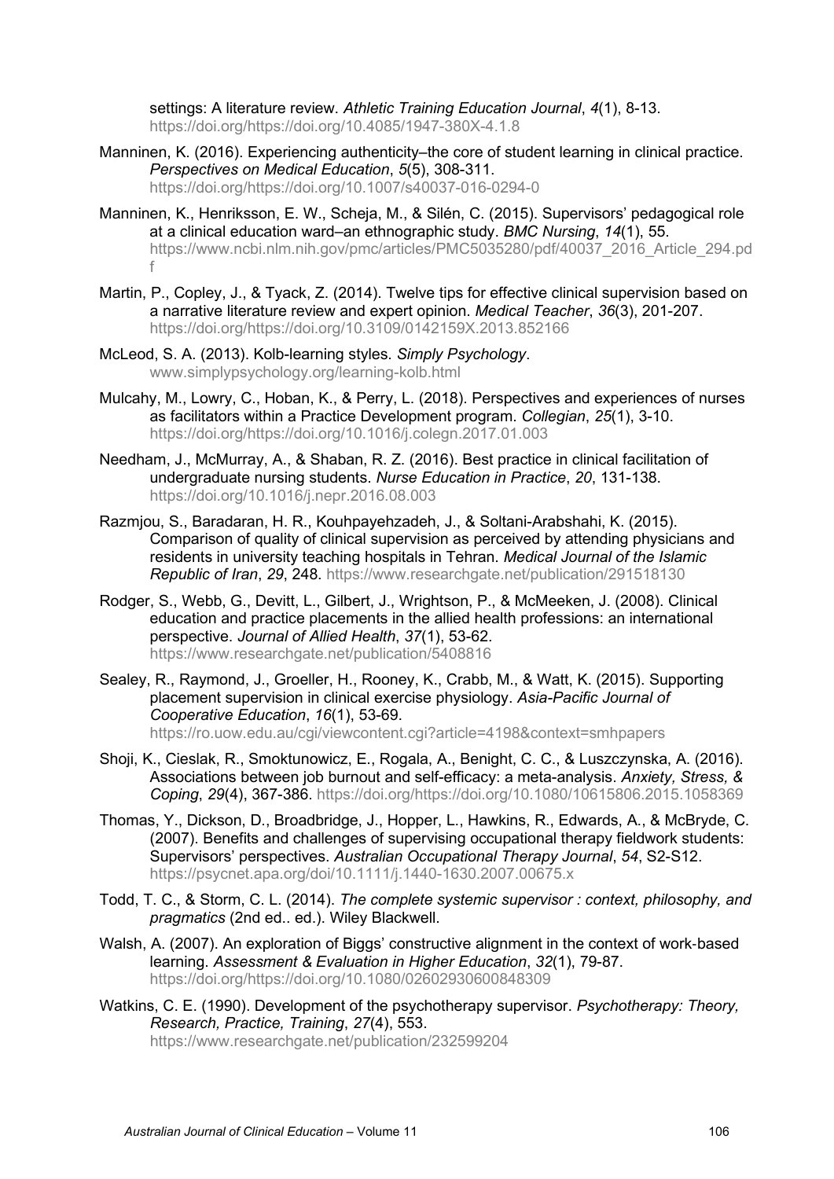settings: A literature review. *Athletic Training Education Journal*, *4*(1), 8-13. https://doi.org/https://doi.org/10.4085/1947-380X-4.1.8

Manninen, K. (2016). Experiencing authenticity–the core of student learning in clinical practice. *Perspectives on Medical Education*, *5*(5), 308-311. https://doi.org/https://doi.org/10.1007/s40037-016-0294-0

Manninen, K., Henriksson, E. W., Scheja, M., & Silén, C. (2015). Supervisors' pedagogical role at a clinical education ward–an ethnographic study. *BMC Nursing*, *14*(1), 55. https://www.ncbi.nlm.nih.gov/pmc/articles/PMC5035280/pdf/40037_2016_Article_294.pdf

Martin, P., Copley, J., & Tyack, Z. (2014). Twelve tips for effective clinical supervision based on a narrative literature review and expert opinion. *Medical Teacher*, *36*(3), 201-207. https://doi.org/https://doi.org/10.3109/0142159X.2013.852166

McLeod, S. A. (2013). Kolb-learning styles. *Simply Psychology*. www.simplypsychology.org/learning-kolb.html

Mulcahy, M., Lowry, C., Hoban, K., & Perry, L. (2018). Perspectives and experiences of nurses as facilitators within a Practice Development program. *Collegian*, *25*(1), 3-10. https://doi.org/https://doi.org/10.1016/j.colegn.2017.01.003

Needham, J., McMurray, A., & Shaban, R. Z. (2016). Best practice in clinical facilitation of undergraduate nursing students. *Nurse Education in Practice*, *20*, 131-138. https://doi.org/10.1016/j.nepr.2016.08.003

Razmjou, S., Baradaran, H. R., Kouhpayehzadeh, J., & Soltani-Arabshahi, K. (2015). Comparison of quality of clinical supervision as perceived by attending physicians and residents in university teaching hospitals in Tehran. *Medical Journal of the Islamic Republic of Iran*, *29*, 248. https://www.researchgate.net/publication/291518130

Rodger, S., Webb, G., Devitt, L., Gilbert, J., Wrightson, P., & McMeeken, J. (2008). Clinical education and practice placements in the allied health professions: an international perspective. *Journal of Allied Health*, *37*(1), 53-62. https://www.researchgate.net/publication/5408816

Sealey, R., Raymond, J., Groeller, H., Rooney, K., Crabb, M., & Watt, K. (2015). Supporting placement supervision in clinical exercise physiology. *Asia-Pacific Journal of Cooperative Education*, *16*(1), 53-69. https://ro.uow.edu.au/cgi/viewcontent.cgi?article=4198&context=smhpapers

Shoji, K., Cieslak, R., Smoktunowicz, E., Rogala, A., Benight, C. C., & Luszczynska, A. (2016). Associations between job burnout and self-efficacy: a meta-analysis. *Anxiety, Stress, & Coping*, *29*(4), 367-386. https://doi.org/https://doi.org/10.1080/10615806.2015.1058369

Thomas, Y., Dickson, D., Broadbridge, J., Hopper, L., Hawkins, R., Edwards, A., & McBryde, C. (2007). Benefits and challenges of supervising occupational therapy fieldwork students: Supervisors' perspectives. *Australian Occupational Therapy Journal*, *54*, S2-S12. https://psycnet.apa.org/doi/10.1111/j.1440-1630.2007.00675.x

Todd, T. C., & Storm, C. L. (2014). *The complete systemic supervisor : context, philosophy, and pragmatics* (2nd ed.. ed.). Wiley Blackwell.

Walsh, A. (2007). An exploration of Biggs' constructive alignment in the context of work-based learning. *Assessment & Evaluation in Higher Education*, *32*(1), 79-87. https://doi.org/https://doi.org/10.1080/02602930600848309

Watkins, C. E. (1990). Development of the psychotherapy supervisor. *Psychotherapy: Theory, Research, Practice, Training*, *27*(4), 553. https://www.researchgate.net/publication/232599204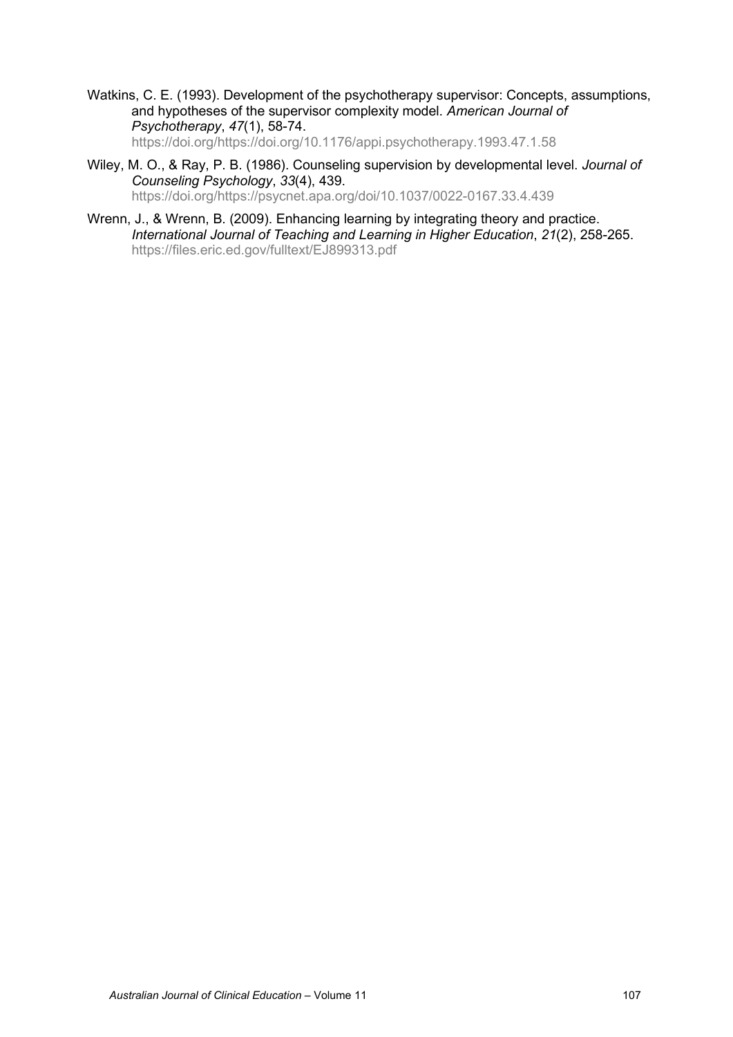Watkins, C. E. (1993). Development of the psychotherapy supervisor: Concepts, assumptions, and hypotheses of the supervisor complexity model. *American Journal of Psychotherapy*, *47*(1), 58-74. https://doi.org/https://doi.org/10.1176/appi.psychotherapy.1993.47.1.58

Wiley, M. O., & Ray, P. B. (1986). Counseling supervision by developmental level. *Journal of Counseling Psychology*, *33*(4), 439. https://doi.org/https://psycnet.apa.org/doi/10.1037/0022-0167.33.4.439

Wrenn, J., & Wrenn, B. (2009). Enhancing learning by integrating theory and practice. *International Journal of Teaching and Learning in Higher Education*, *21*(2), 258-265. https://files.eric.ed.gov/fulltext/EJ899313.pdf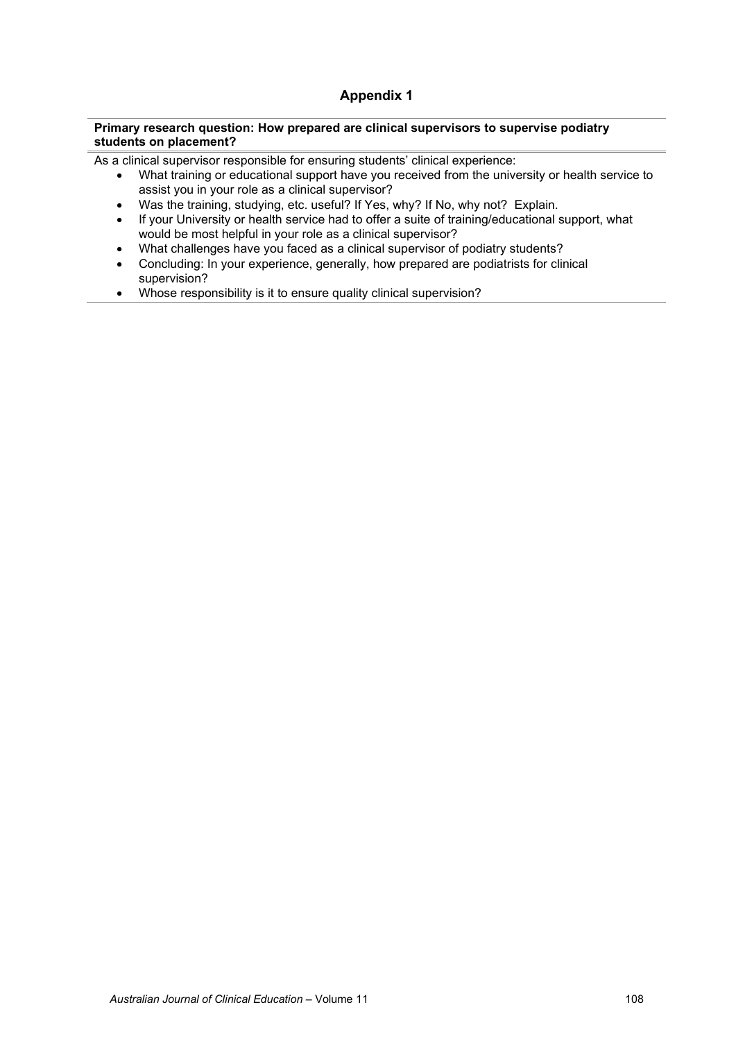# Appendix 1

**Primary research question: How prepared are clinical supervisors to supervise podiatry students on placement?**

As a clinical supervisor responsible for ensuring students' clinical experience:

- What training or educational support have you received from the university or health service to assist you in your role as a clinical supervisor?
- Was the training, studying, etc. useful? If Yes, why? If No, why not? Explain.
- If your University or health service had to offer a suite of training/educational support, what would be most helpful in your role as a clinical supervisor?
- What challenges have you faced as a clinical supervisor of podiatry students?
- Concluding: In your experience, generally, how prepared are podiatrists for clinical supervision?
- Whose responsibility is it to ensure quality clinical supervision?